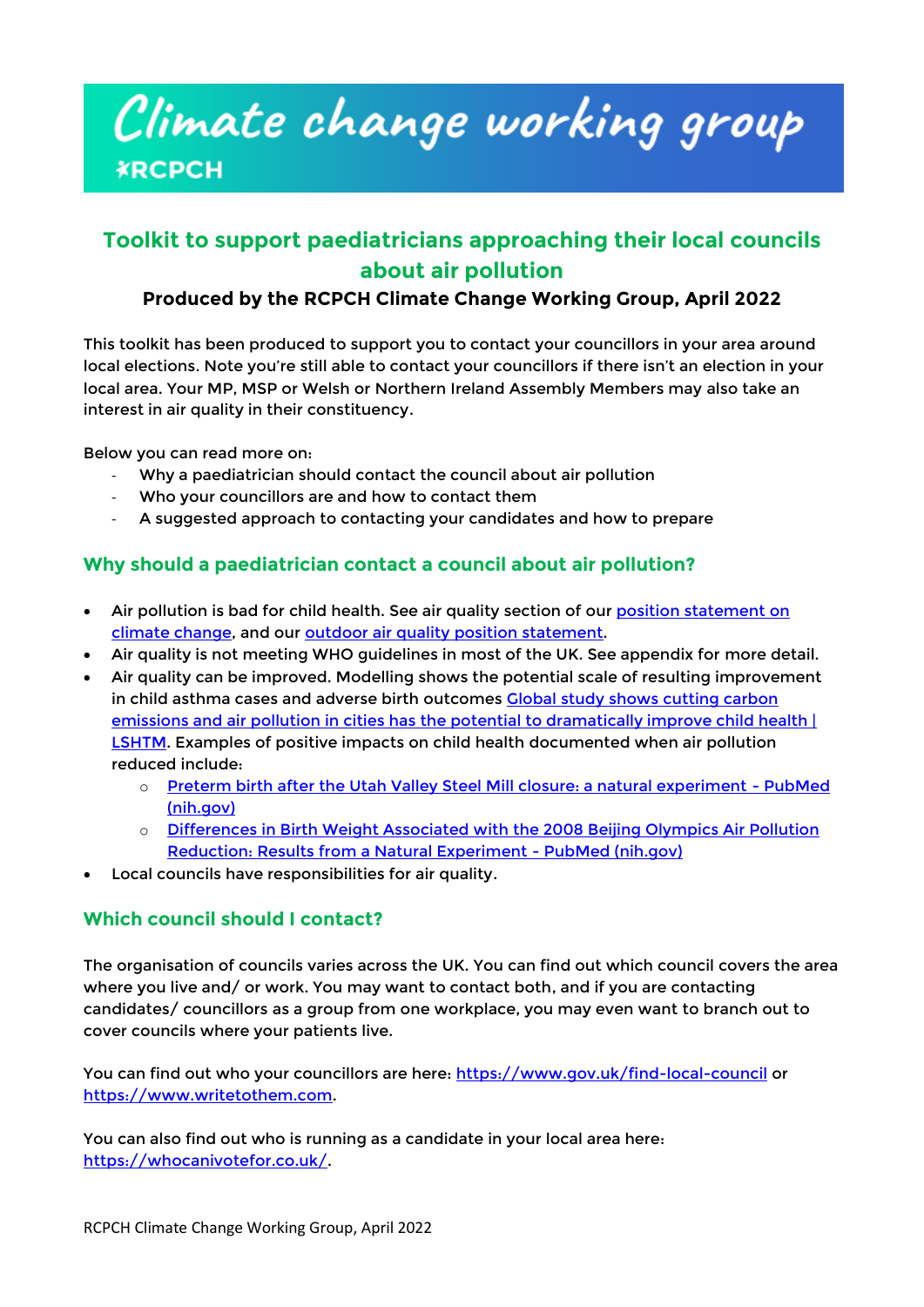# Climate change working group

RCPCH

## Toolkit to support paediatricians approaching their local councils about air pollution

**Produced by the RCPCH Climate Change Working Group, April 2022**

This toolkit has been produced to support you to contact your councillors in your area around local elections. Note you're still able to contact your councillors if there isn't an election in your local area. Your MP, MSP or Welsh or Northern Ireland Assembly Members may also take an interest in air quality in their constituency.

Below you can read more on:

- Why a paediatrician should contact the council about air pollution
- Who your councillors are and how to contact them
- A suggested approach to contacting your candidates and how to prepare

### Why should a paediatrician contact a council about air pollution?

- Air pollution is bad for child health. See air quality section of our position statement on climate change, and our outdoor air quality position statement.
- Air quality is not meeting WHO guidelines in most of the UK. See appendix for more detail.
- Air quality can be improved. Modelling shows the potential scale of resulting improvement in child asthma cases and adverse birth outcomes Global study shows cutting carbon emissions and air pollution in cities has the potential to dramatically improve child health | LSHTM. Examples of positive impacts on child health documented when air pollution reduced include:
  - Preterm birth after the Utah Valley Steel Mill closure: a natural experiment - PubMed (nih.gov)
  - Differences in Birth Weight Associated with the 2008 Beijing Olympics Air Pollution Reduction: Results from a Natural Experiment - PubMed (nih.gov)
- Local councils have responsibilities for air quality.

### Which council should I contact?

The organisation of councils varies across the UK. You can find out which council covers the area where you live and/ or work. You may want to contact both, and if you are contacting candidates/ councillors as a group from one workplace, you may even want to branch out to cover councils where your patients live.

You can find out who your councillors are here: https://www.gov.uk/find-local-council or https://www.writetothem.com.

You can also find out who is running as a candidate in your local area here: https://whocanivotefor.co.uk/.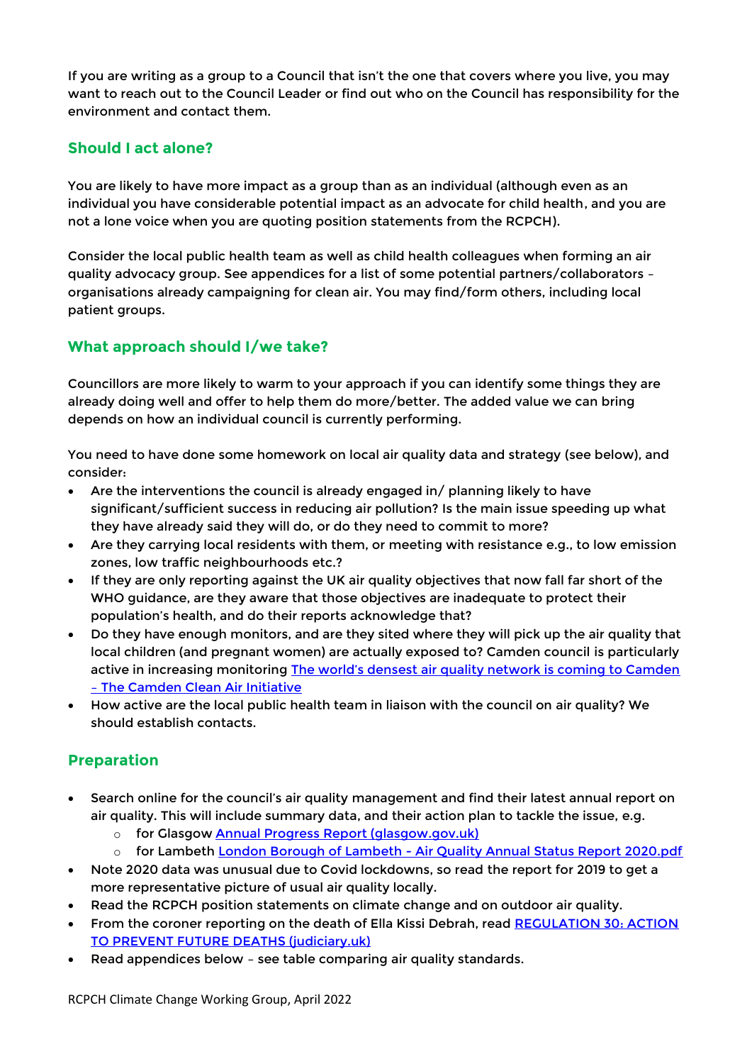If you are writing as a group to a Council that isn't the one that covers where you live, you may want to reach out to the Council Leader or find out who on the Council has responsibility for the environment and contact them.

## Should I act alone?

You are likely to have more impact as a group than as an individual (although even as an individual you have considerable potential impact as an advocate for child health, and you are not a lone voice when you are quoting position statements from the RCPCH).

Consider the local public health team as well as child health colleagues when forming an air quality advocacy group. See appendices for a list of some potential partners/collaborators – organisations already campaigning for clean air. You may find/form others, including local patient groups.

## What approach should I/we take?

Councillors are more likely to warm to your approach if you can identify some things they are already doing well and offer to help them do more/better. The added value we can bring depends on how an individual council is currently performing.

You need to have done some homework on local air quality data and strategy (see below), and consider:

- Are the interventions the council is already engaged in/ planning likely to have significant/sufficient success in reducing air pollution? Is the main issue speeding up what they have already said they will do, or do they need to commit to more?
- Are they carrying local residents with them, or meeting with resistance e.g., to low emission zones, low traffic neighbourhoods etc.?
- If they are only reporting against the UK air quality objectives that now fall far short of the WHO guidance, are they aware that those objectives are inadequate to protect their population's health, and do their reports acknowledge that?
- Do they have enough monitors, and are they sited where they will pick up the air quality that local children (and pregnant women) are actually exposed to? Camden council is particularly active in increasing monitoring [The world's densest air quality network is coming to Camden – The Camden Clean Air Initiative]
- How active are the local public health team in liaison with the council on air quality? We should establish contacts.

## Preparation

- Search online for the council's air quality management and find their latest annual report on air quality. This will include summary data, and their action plan to tackle the issue, e.g.
  - for Glasgow [Annual Progress Report (glasgow.gov.uk)]
  - for Lambeth [London Borough of Lambeth - Air Quality Annual Status Report 2020.pdf]
- Note 2020 data was unusual due to Covid lockdowns, so read the report for 2019 to get a more representative picture of usual air quality locally.
- Read the RCPCH position statements on climate change and on outdoor air quality.
- From the coroner reporting on the death of Ella Kissi Debrah, read [REGULATION 30: ACTION TO PREVENT FUTURE DEATHS (judiciary.uk)]
- Read appendices below – see table comparing air quality standards.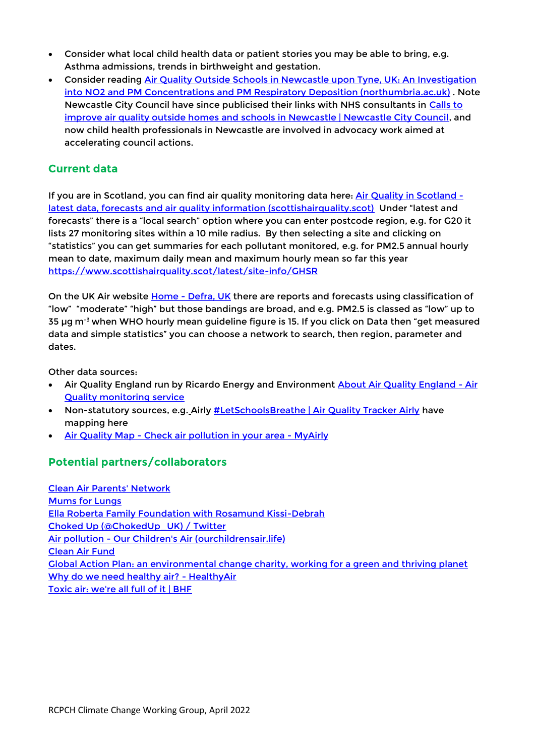- Consider what local child health data or patient stories you may be able to bring, e.g. Asthma admissions, trends in birthweight and gestation.
- Consider reading Air Quality Outside Schools in Newcastle upon Tyne, UK: An Investigation into NO2 and PM Concentrations and PM Respiratory Deposition (northumbria.ac.uk) . Note Newcastle City Council have since publicised their links with NHS consultants in Calls to improve air quality outside homes and schools in Newcastle | Newcastle City Council, and now child health professionals in Newcastle are involved in advocacy work aimed at accelerating council actions.

## Current data

If you are in Scotland, you can find air quality monitoring data here: Air Quality in Scotland - latest data, forecasts and air quality information (scottishairquality.scot) Under "latest and forecasts" there is a "local search" option where you can enter postcode region, e.g. for G20 it lists 27 monitoring sites within a 10 mile radius. By then selecting a site and clicking on "statistics" you can get summaries for each pollutant monitored, e.g. for PM2.5 annual hourly mean to date, maximum daily mean and maximum hourly mean so far this year https://www.scottishairquality.scot/latest/site-info/GHSR

On the UK Air website Home - Defra, UK there are reports and forecasts using classification of "low" "moderate" "high" but those bandings are broad, and e.g. PM2.5 is classed as "low" up to 35 µg $m^{-3}$ when WHO hourly mean guideline figure is 15. If you click on Data then "get measured data and simple statistics" you can choose a network to search, then region, parameter and dates.

Other data sources:

- Air Quality England run by Ricardo Energy and Environment About Air Quality England - Air Quality monitoring service
- Non-statutory sources, e.g. Airly #LetSchoolsBreathe | Air Quality Tracker Airly have mapping here
- Air Quality Map - Check air pollution in your area - MyAirly

## Potential partners/collaborators

Clean Air Parents' Network
Mums for Lungs
Ella Roberta Family Foundation with Rosamund Kissi-Debrah
Choked Up (@ChokedUp_UK) / Twitter
Air pollution - Our Children's Air (ourchildrensair.life)
Clean Air Fund
Global Action Plan: an environmental change charity, working for a green and thriving planet
Why do we need healthy air? - HealthyAir
Toxic air: we're all full of it | BHF

RCPCH Climate Change Working Group, April 2022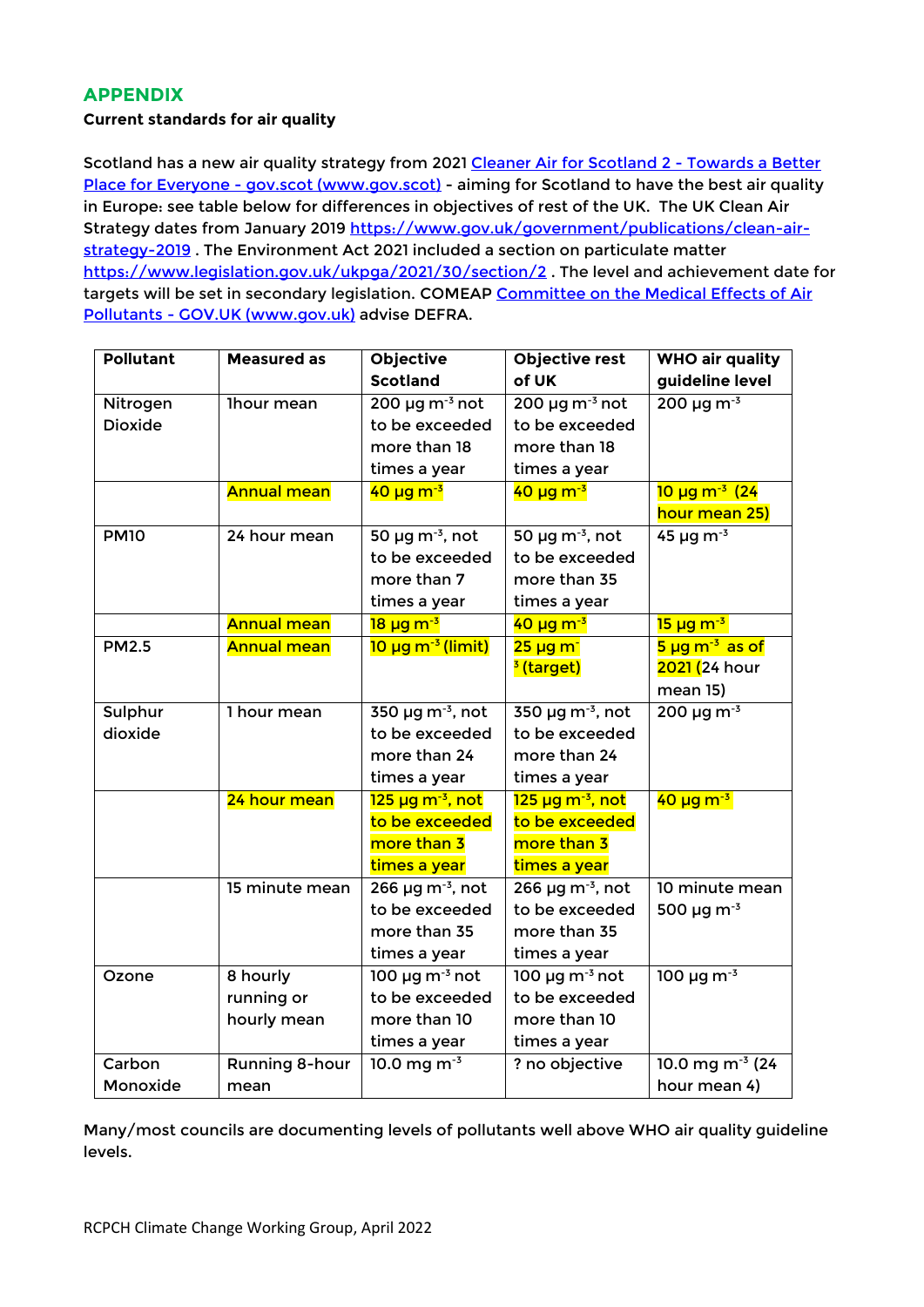## APPENDIX

**Current standards for air quality**

Scotland has a new air quality strategy from 2021 [Cleaner Air for Scotland 2 - Towards a Better Place for Everyone - gov.scot (www.gov.scot)](https://www.gov.scot) - aiming for Scotland to have the best air quality in Europe: see table below for differences in objectives of rest of the UK. The UK Clean Air Strategy dates from January 2019 https://www.gov.uk/government/publications/clean-air-strategy-2019 . The Environment Act 2021 included a section on particulate matter https://www.legislation.gov.uk/ukpga/2021/30/section/2 . The level and achievement date for targets will be set in secondary legislation. COMEAP [Committee on the Medical Effects of Air Pollutants - GOV.UK (www.gov.uk)](https://www.gov.uk) advise DEFRA.

| Pollutant | Measured as | Objective Scotland | Objective rest of UK | WHO air quality guideline level |
|---|---|---|---|---|
| Nitrogen Dioxide | 1hour mean | 200 µg $m^{-3}$ not to be exceeded more than 18 times a year | 200 µg $m^{-3}$ not to be exceeded more than 18 times a year | 200 µg $m^{-3}$ |
| | Annual mean | 40 µg $m^{-3}$ | 40 µg $m^{-3}$ | 10 µg $m^{-3}$ (24 hour mean 25) |
| PM10 | 24 hour mean | 50 µg $m^{-3}$, not to be exceeded more than 7 times a year | 50 µg $m^{-3}$, not to be exceeded more than 35 times a year | 45 µg $m^{-3}$ |
| | Annual mean | 18 µg $m^{-3}$ | 40 µg $m^{-3}$ | 15 µg $m^{-3}$ |
| PM2.5 | Annual mean | 10 µg $m^{-3}$ (limit) | 25 µg $m^{-3}$ (target) | 5 µg $m^{-3}$ as of 2021 (24 hour mean 15) |
| Sulphur dioxide | 1 hour mean | 350 µg $m^{-3}$, not to be exceeded more than 24 times a year | 350 µg $m^{-3}$, not to be exceeded more than 24 times a year | 200 µg $m^{-3}$ |
| | 24 hour mean | 125 µg $m^{-3}$, not to be exceeded more than 3 times a year | 125 µg $m^{-3}$, not to be exceeded more than 3 times a year | 40 µg $m^{-3}$ |
| | 15 minute mean | 266 µg $m^{-3}$, not to be exceeded more than 35 times a year | 266 µg $m^{-3}$, not to be exceeded more than 35 times a year | 10 minute mean 500 µg $m^{-3}$ |
| Ozone | 8 hourly running or hourly mean | 100 µg $m^{-3}$ not to be exceeded more than 10 times a year | 100 µg $m^{-3}$ not to be exceeded more than 10 times a year | 100 µg $m^{-3}$ |
| Carbon Monoxide | Running 8-hour mean | 10.0 mg $m^{-3}$ | ? no objective | 10.0 mg $m^{-3}$ (24 hour mean 4) |

Many/most councils are documenting levels of pollutants well above WHO air quality guideline levels.

RCPCH Climate Change Working Group, April 2022